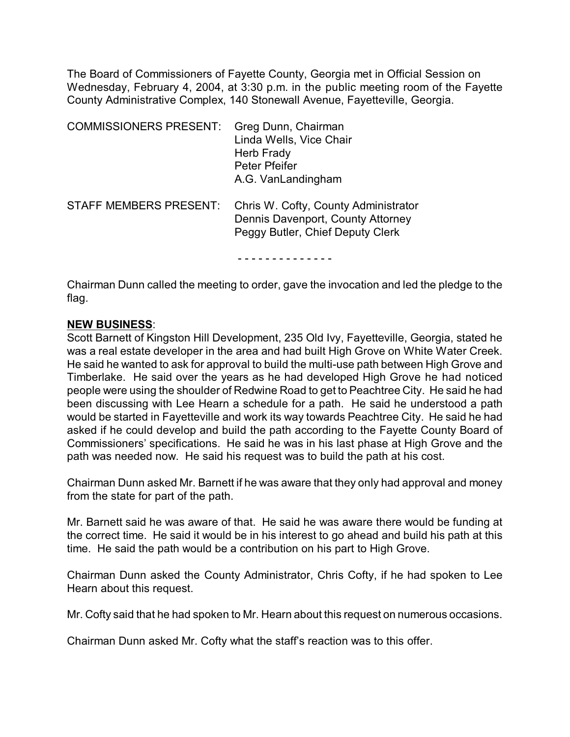The Board of Commissioners of Fayette County, Georgia met in Official Session on Wednesday, February 4, 2004, at 3:30 p.m. in the public meeting room of the Fayette County Administrative Complex, 140 Stonewall Avenue, Fayetteville, Georgia.

| COMMISSIONERS PRESENT: | Greg Dunn, Chairman |
|---|---|
| | Linda Wells, Vice Chair |
| | Herb Frady |
| | Peter Pfeifer |
| | A.G. VanLandingham |

| STAFF MEMBERS PRESENT: | Chris W. Cofty, County Administrator |
|---|---|
| | Dennis Davenport, County Attorney |
| | Peggy Butler, Chief Deputy Clerk |

- - - - - - - - - - - - - -

Chairman Dunn called the meeting to order, gave the invocation and led the pledge to the flag.

**NEW BUSINESS**:

Scott Barnett of Kingston Hill Development, 235 Old Ivy, Fayetteville, Georgia, stated he was a real estate developer in the area and had built High Grove on White Water Creek. He said he wanted to ask for approval to build the multi-use path between High Grove and Timberlake. He said over the years as he had developed High Grove he had noticed people were using the shoulder of Redwine Road to get to Peachtree City. He said he had been discussing with Lee Hearn a schedule for a path. He said he understood a path would be started in Fayetteville and work its way towards Peachtree City. He said he had asked if he could develop and build the path according to the Fayette County Board of Commissioners' specifications. He said he was in his last phase at High Grove and the path was needed now. He said his request was to build the path at his cost.

Chairman Dunn asked Mr. Barnett if he was aware that they only had approval and money from the state for part of the path.

Mr. Barnett said he was aware of that. He said he was aware there would be funding at the correct time. He said it would be in his interest to go ahead and build his path at this time. He said the path would be a contribution on his part to High Grove.

Chairman Dunn asked the County Administrator, Chris Cofty, if he had spoken to Lee Hearn about this request.

Mr. Cofty said that he had spoken to Mr. Hearn about this request on numerous occasions.

Chairman Dunn asked Mr. Cofty what the staff's reaction was to this offer.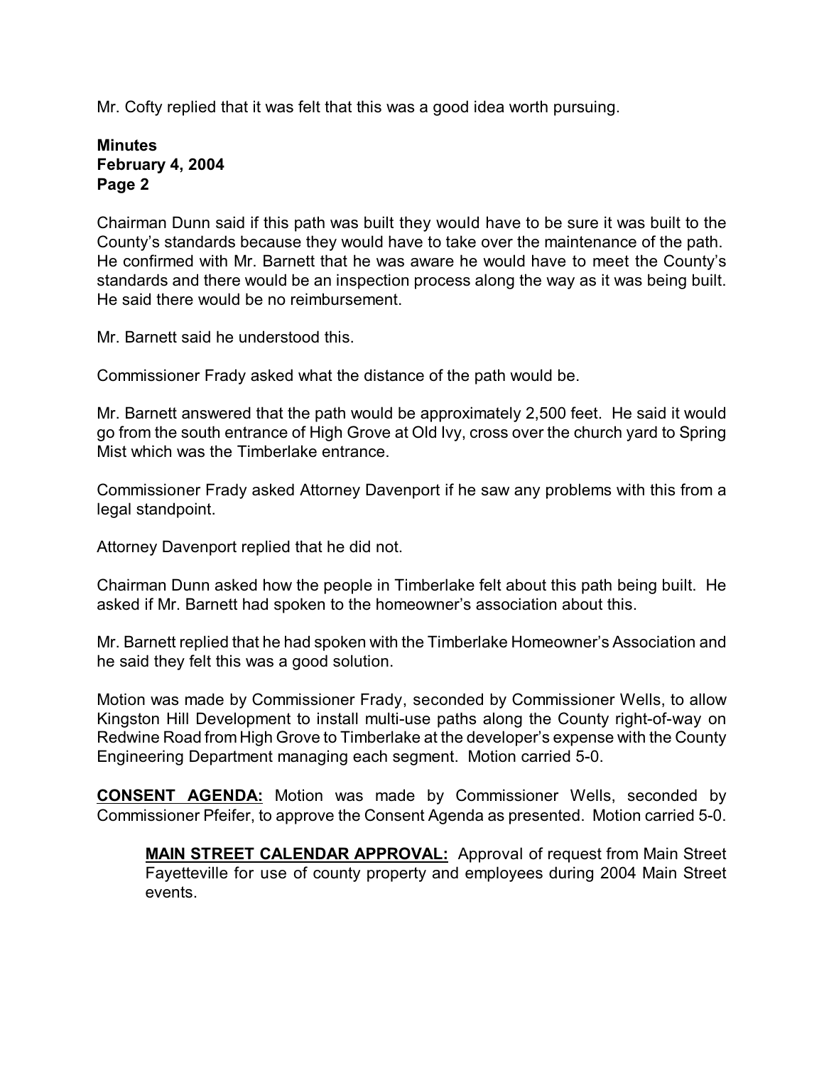Mr. Cofty replied that it was felt that this was a good idea worth pursuing.

**Minutes**
**February 4, 2004**
**Page 2**

Chairman Dunn said if this path was built they would have to be sure it was built to the County's standards because they would have to take over the maintenance of the path. He confirmed with Mr. Barnett that he was aware he would have to meet the County's standards and there would be an inspection process along the way as it was being built. He said there would be no reimbursement.

Mr. Barnett said he understood this.

Commissioner Frady asked what the distance of the path would be.

Mr. Barnett answered that the path would be approximately 2,500 feet. He said it would go from the south entrance of High Grove at Old Ivy, cross over the church yard to Spring Mist which was the Timberlake entrance.

Commissioner Frady asked Attorney Davenport if he saw any problems with this from a legal standpoint.

Attorney Davenport replied that he did not.

Chairman Dunn asked how the people in Timberlake felt about this path being built. He asked if Mr. Barnett had spoken to the homeowner's association about this.

Mr. Barnett replied that he had spoken with the Timberlake Homeowner's Association and he said they felt this was a good solution.

Motion was made by Commissioner Frady, seconded by Commissioner Wells, to allow Kingston Hill Development to install multi-use paths along the County right-of-way on Redwine Road from High Grove to Timberlake at the developer's expense with the County Engineering Department managing each segment. Motion carried 5-0.

**CONSENT AGENDA:** Motion was made by Commissioner Wells, seconded by Commissioner Pfeifer, to approve the Consent Agenda as presented. Motion carried 5-0.

> **MAIN STREET CALENDAR APPROVAL:** Approval of request from Main Street Fayetteville for use of county property and employees during 2004 Main Street events.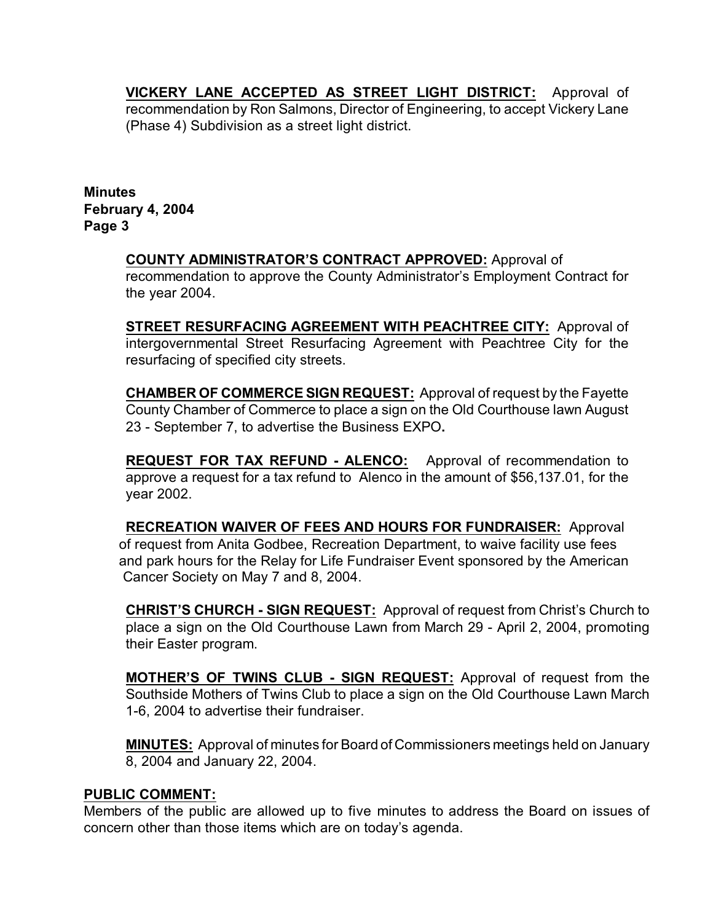**VICKERY LANE ACCEPTED AS STREET LIGHT DISTRICT:** Approval of recommendation by Ron Salmons, Director of Engineering, to accept Vickery Lane (Phase 4) Subdivision as a street light district.

**COUNTY ADMINISTRATOR'S CONTRACT APPROVED:** Approval of recommendation to approve the County Administrator's Employment Contract for the year 2004.

**STREET RESURFACING AGREEMENT WITH PEACHTREE CITY:** Approval of intergovernmental Street Resurfacing Agreement with Peachtree City for the resurfacing of specified city streets.

**CHAMBER OF COMMERCE SIGN REQUEST:** Approval of request by the Fayette County Chamber of Commerce to place a sign on the Old Courthouse lawn August 23 - September 7, to advertise the Business EXPO**.**

**REQUEST FOR TAX REFUND - ALENCO:** Approval of recommendation to approve a request for a tax refund to Alenco in the amount of $56,137.01, for the year 2002.

**RECREATION WAIVER OF FEES AND HOURS FOR FUNDRAISER:** Approval of request from Anita Godbee, Recreation Department, to waive facility use fees and park hours for the Relay for Life Fundraiser Event sponsored by the American Cancer Society on May 7 and 8, 2004.

**CHRIST'S CHURCH - SIGN REQUEST:** Approval of request from Christ's Church to place a sign on the Old Courthouse Lawn from March 29 - April 2, 2004, promoting their Easter program.

**MOTHER'S OF TWINS CLUB - SIGN REQUEST:** Approval of request from the Southside Mothers of Twins Club to place a sign on the Old Courthouse Lawn March 1-6, 2004 to advertise their fundraiser.

**MINUTES:** Approval of minutes for Board of Commissioners meetings held on January 8, 2004 and January 22, 2004.

**PUBLIC COMMENT:**

Members of the public are allowed up to five minutes to address the Board on issues of concern other than those items which are on today's agenda.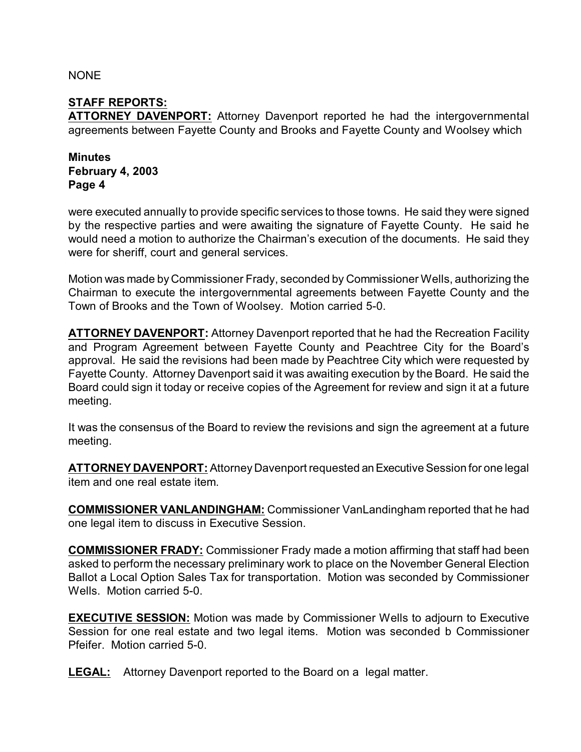NONE

**STAFF REPORTS:**

**ATTORNEY DAVENPORT:** Attorney Davenport reported he had the intergovernmental agreements between Fayette County and Brooks and Fayette County and Woolsey which were executed annually to provide specific services to those towns. He said they were signed by the respective parties and were awaiting the signature of Fayette County. He said he would need a motion to authorize the Chairman's execution of the documents. He said they were for sheriff, court and general services.

Motion was made by Commissioner Frady, seconded by Commissioner Wells, authorizing the Chairman to execute the intergovernmental agreements between Fayette County and the Town of Brooks and the Town of Woolsey. Motion carried 5-0.

**ATTORNEY DAVENPORT:** Attorney Davenport reported that he had the Recreation Facility and Program Agreement between Fayette County and Peachtree City for the Board's approval. He said the revisions had been made by Peachtree City which were requested by Fayette County. Attorney Davenport said it was awaiting execution by the Board. He said the Board could sign it today or receive copies of the Agreement for review and sign it at a future meeting.

It was the consensus of the Board to review the revisions and sign the agreement at a future meeting.

**ATTORNEY DAVENPORT:** Attorney Davenport requested an Executive Session for one legal item and one real estate item.

**COMMISSIONER VANLANDINGHAM:** Commissioner VanLandingham reported that he had one legal item to discuss in Executive Session.

**COMMISSIONER FRADY:** Commissioner Frady made a motion affirming that staff had been asked to perform the necessary preliminary work to place on the November General Election Ballot a Local Option Sales Tax for transportation. Motion was seconded by Commissioner Wells. Motion carried 5-0.

**EXECUTIVE SESSION:** Motion was made by Commissioner Wells to adjourn to Executive Session for one real estate and two legal items. Motion was seconded b Commissioner Pfeifer. Motion carried 5-0.

**LEGAL:** Attorney Davenport reported to the Board on a legal matter.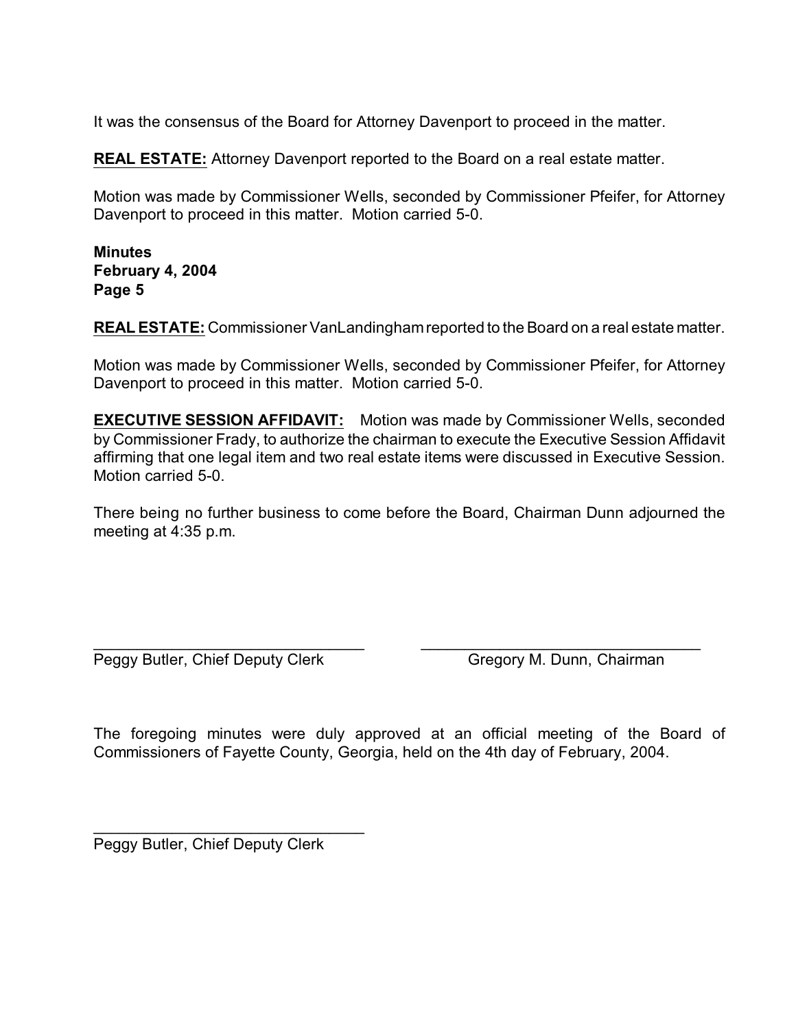It was the consensus of the Board for Attorney Davenport to proceed in the matter.

**REAL ESTATE:** Attorney Davenport reported to the Board on a real estate matter.

Motion was made by Commissioner Wells, seconded by Commissioner Pfeifer, for Attorney Davenport to proceed in this matter. Motion carried 5-0.

**REAL ESTATE:** Commissioner VanLandingham reported to the Board on a real estate matter.

Motion was made by Commissioner Wells, seconded by Commissioner Pfeifer, for Attorney Davenport to proceed in this matter. Motion carried 5-0.

**EXECUTIVE SESSION AFFIDAVIT:** Motion was made by Commissioner Wells, seconded by Commissioner Frady, to authorize the chairman to execute the Executive Session Affidavit affirming that one legal item and two real estate items were discussed in Executive Session. Motion carried 5-0.

There being no further business to come before the Board, Chairman Dunn adjourned the meeting at 4:35 p.m.

\_\_\_\_\_\_\_\_\_\_\_\_\_\_\_\_\_\_\_\_\_\_\_\_\_\_\_\_\_\_\_\_
Peggy Butler, Chief Deputy Clerk

\_\_\_\_\_\_\_\_\_\_\_\_\_\_\_\_\_\_\_\_\_\_\_\_\_\_\_\_\_\_\_\_
Gregory M. Dunn, Chairman

The foregoing minutes were duly approved at an official meeting of the Board of Commissioners of Fayette County, Georgia, held on the 4th day of February, 2004.

\_\_\_\_\_\_\_\_\_\_\_\_\_\_\_\_\_\_\_\_\_\_\_\_\_\_\_\_\_\_\_\_
Peggy Butler, Chief Deputy Clerk